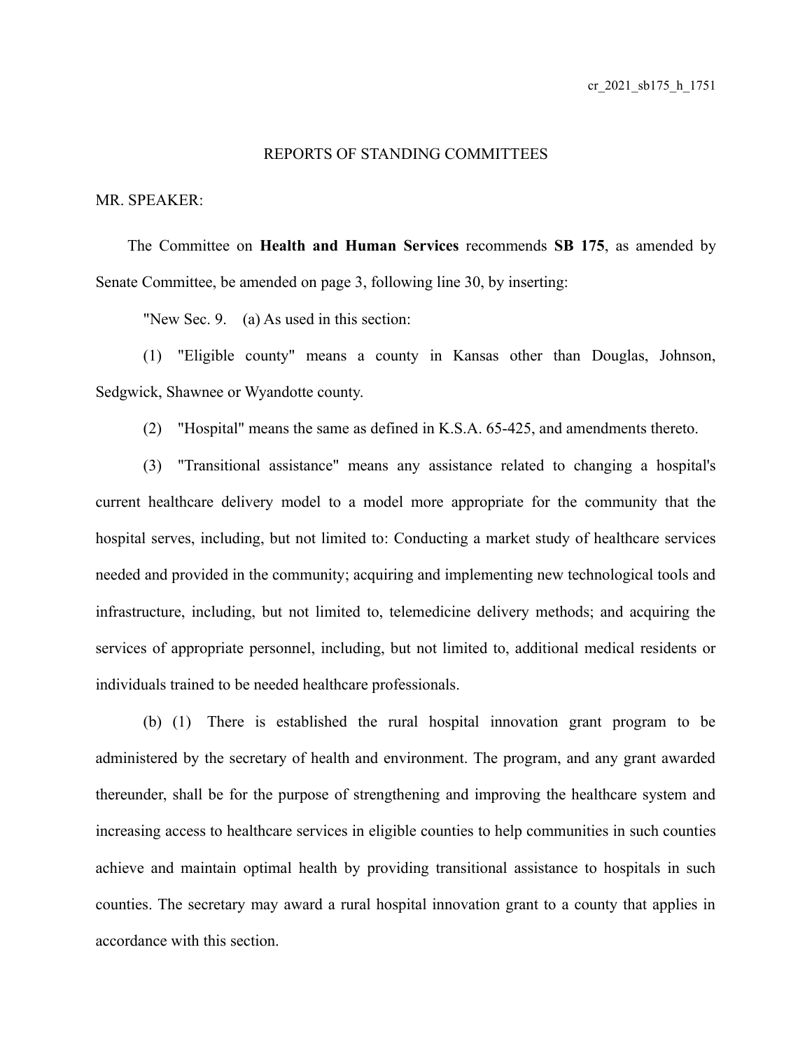REPORTS OF STANDING COMMITTEES

MR. SPEAKER:

The Committee on **Health and Human Services** recommends **SB 175**, as amended by Senate Committee, be amended on page 3, following line 30, by inserting:

"New Sec. 9. (a) As used in this section:

(1) "Eligible county" means a county in Kansas other than Douglas, Johnson, Sedgwick, Shawnee or Wyandotte county.

(2) "Hospital" means the same as defined in K.S.A. 65-425, and amendments thereto.

(3) "Transitional assistance" means any assistance related to changing a hospital's current healthcare delivery model to a model more appropriate for the community that the hospital serves, including, but not limited to: Conducting a market study of healthcare services needed and provided in the community; acquiring and implementing new technological tools and infrastructure, including, but not limited to, telemedicine delivery methods; and acquiring the services of appropriate personnel, including, but not limited to, additional medical residents or individuals trained to be needed healthcare professionals.

(b) (1) There is established the rural hospital innovation grant program to be administered by the secretary of health and environment. The program, and any grant awarded thereunder, shall be for the purpose of strengthening and improving the healthcare system and increasing access to healthcare services in eligible counties to help communities in such counties achieve and maintain optimal health by providing transitional assistance to hospitals in such counties. The secretary may award a rural hospital innovation grant to a county that applies in accordance with this section.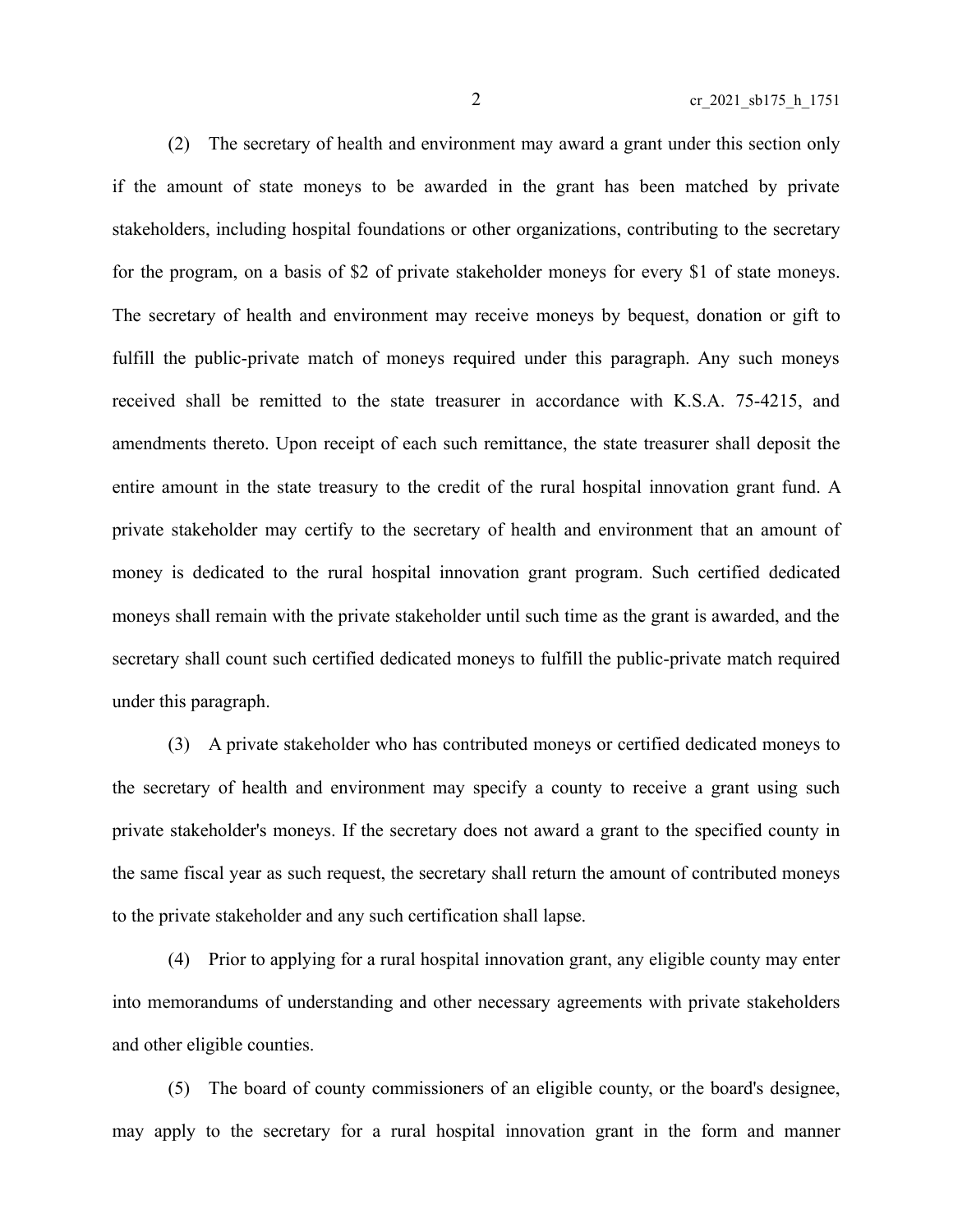(2) The secretary of health and environment may award a grant under this section only if the amount of state moneys to be awarded in the grant has been matched by private stakeholders, including hospital foundations or other organizations, contributing to the secretary for the program, on a basis of $2 of private stakeholder moneys for every $1 of state moneys. The secretary of health and environment may receive moneys by bequest, donation or gift to fulfill the public-private match of moneys required under this paragraph. Any such moneys received shall be remitted to the state treasurer in accordance with K.S.A. 75-4215, and amendments thereto. Upon receipt of each such remittance, the state treasurer shall deposit the entire amount in the state treasury to the credit of the rural hospital innovation grant fund. A private stakeholder may certify to the secretary of health and environment that an amount of money is dedicated to the rural hospital innovation grant program. Such certified dedicated moneys shall remain with the private stakeholder until such time as the grant is awarded, and the secretary shall count such certified dedicated moneys to fulfill the public-private match required under this paragraph.

(3) A private stakeholder who has contributed moneys or certified dedicated moneys to the secretary of health and environment may specify a county to receive a grant using such private stakeholder's moneys. If the secretary does not award a grant to the specified county in the same fiscal year as such request, the secretary shall return the amount of contributed moneys to the private stakeholder and any such certification shall lapse.

(4) Prior to applying for a rural hospital innovation grant, any eligible county may enter into memorandums of understanding and other necessary agreements with private stakeholders and other eligible counties.

(5) The board of county commissioners of an eligible county, or the board's designee, may apply to the secretary for a rural hospital innovation grant in the form and manner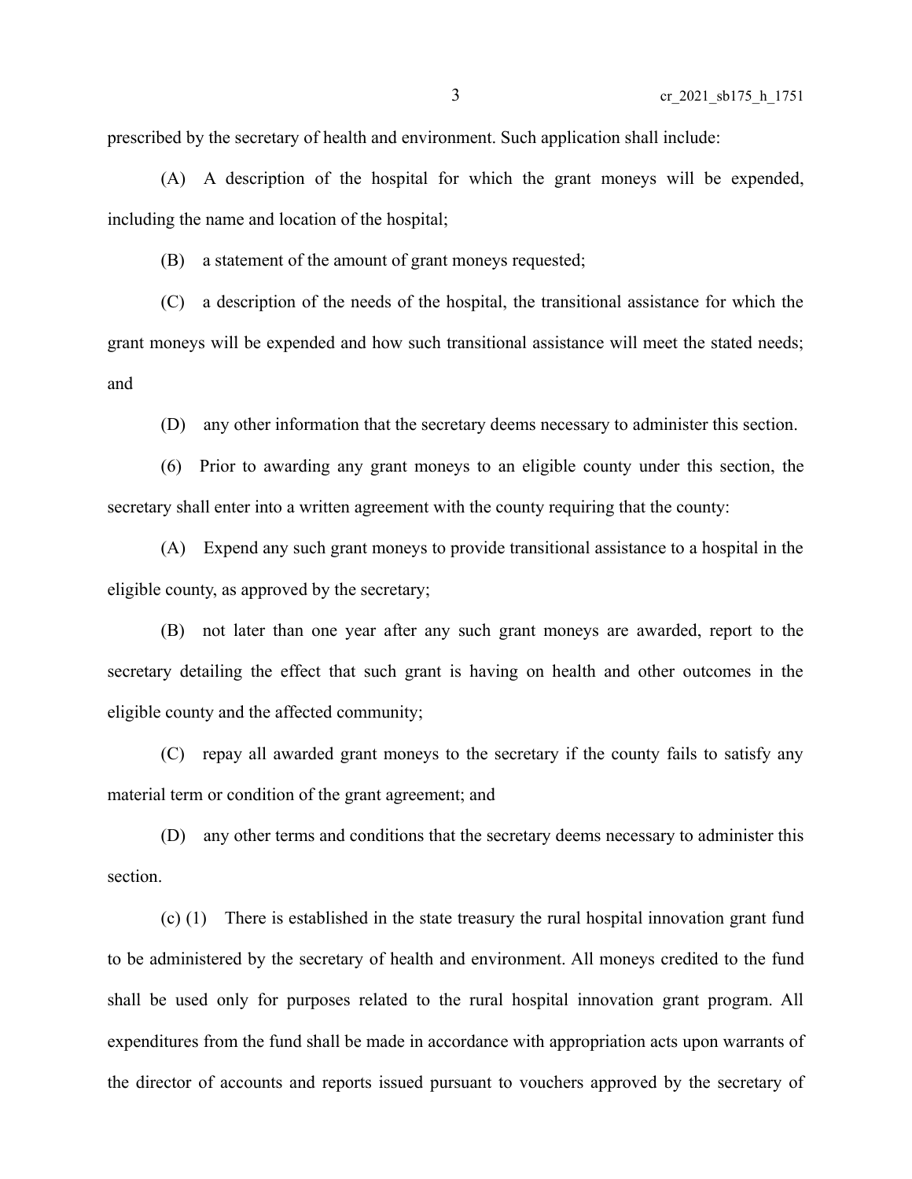prescribed by the secretary of health and environment. Such application shall include:

(A) A description of the hospital for which the grant moneys will be expended, including the name and location of the hospital;

(B) a statement of the amount of grant moneys requested;

(C) a description of the needs of the hospital, the transitional assistance for which the grant moneys will be expended and how such transitional assistance will meet the stated needs; and

(D) any other information that the secretary deems necessary to administer this section.

(6) Prior to awarding any grant moneys to an eligible county under this section, the secretary shall enter into a written agreement with the county requiring that the county:

(A) Expend any such grant moneys to provide transitional assistance to a hospital in the eligible county, as approved by the secretary;

(B) not later than one year after any such grant moneys are awarded, report to the secretary detailing the effect that such grant is having on health and other outcomes in the eligible county and the affected community;

(C) repay all awarded grant moneys to the secretary if the county fails to satisfy any material term or condition of the grant agreement; and

(D) any other terms and conditions that the secretary deems necessary to administer this section.

(c) (1) There is established in the state treasury the rural hospital innovation grant fund to be administered by the secretary of health and environment. All moneys credited to the fund shall be used only for purposes related to the rural hospital innovation grant program. All expenditures from the fund shall be made in accordance with appropriation acts upon warrants of the director of accounts and reports issued pursuant to vouchers approved by the secretary of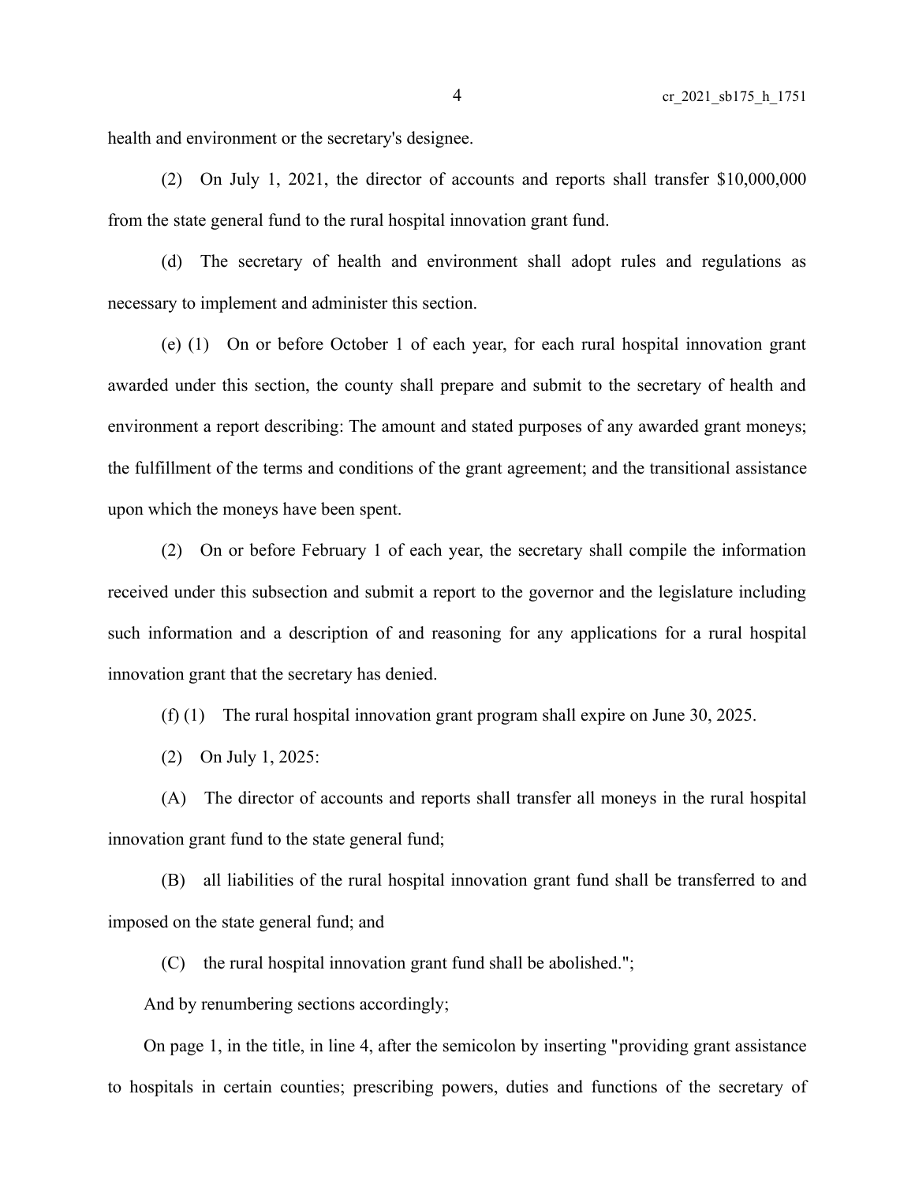health and environment or the secretary's designee.

(2) On July 1, 2021, the director of accounts and reports shall transfer $10,000,000 from the state general fund to the rural hospital innovation grant fund.

(d) The secretary of health and environment shall adopt rules and regulations as necessary to implement and administer this section.

(e) (1) On or before October 1 of each year, for each rural hospital innovation grant awarded under this section, the county shall prepare and submit to the secretary of health and environment a report describing: The amount and stated purposes of any awarded grant moneys; the fulfillment of the terms and conditions of the grant agreement; and the transitional assistance upon which the moneys have been spent.

(2) On or before February 1 of each year, the secretary shall compile the information received under this subsection and submit a report to the governor and the legislature including such information and a description of and reasoning for any applications for a rural hospital innovation grant that the secretary has denied.

(f) (1) The rural hospital innovation grant program shall expire on June 30, 2025.

(2) On July 1, 2025:

(A) The director of accounts and reports shall transfer all moneys in the rural hospital innovation grant fund to the state general fund;

(B) all liabilities of the rural hospital innovation grant fund shall be transferred to and imposed on the state general fund; and

(C) the rural hospital innovation grant fund shall be abolished.";

And by renumbering sections accordingly;

On page 1, in the title, in line 4, after the semicolon by inserting "providing grant assistance to hospitals in certain counties; prescribing powers, duties and functions of the secretary of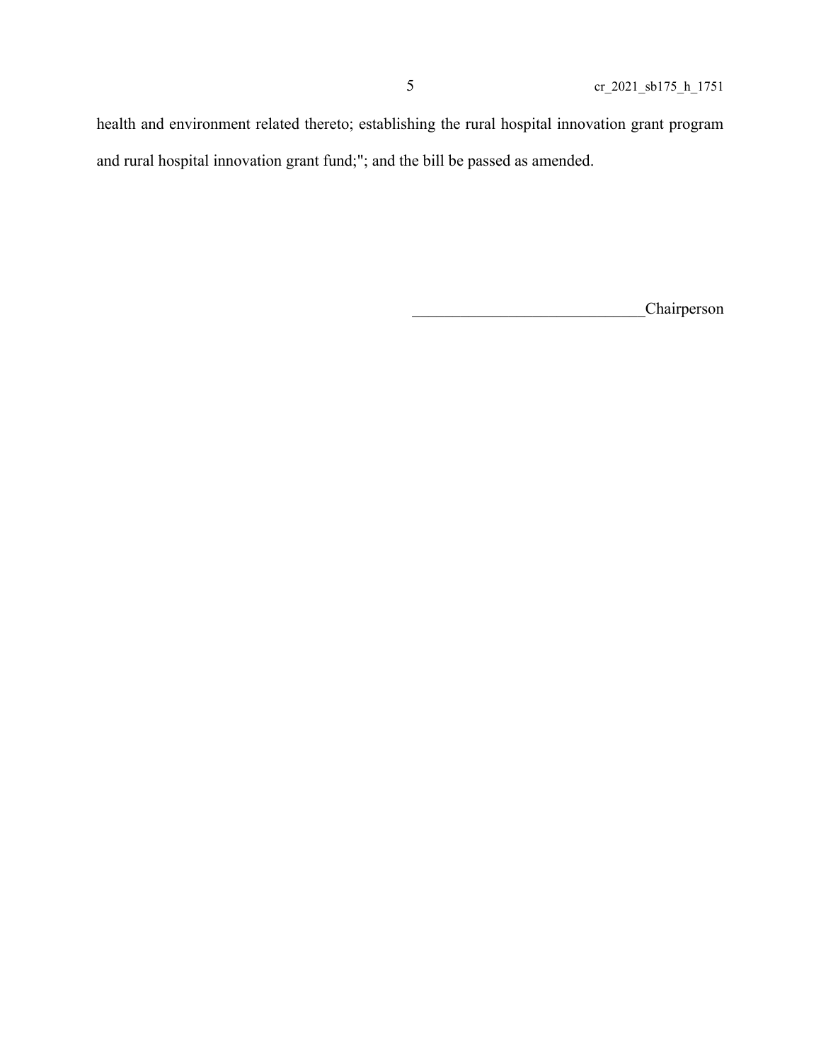health and environment related thereto; establishing the rural hospital innovation grant program and rural hospital innovation grant fund;"; and the bill be passed as amended.

_____________________________Chairperson